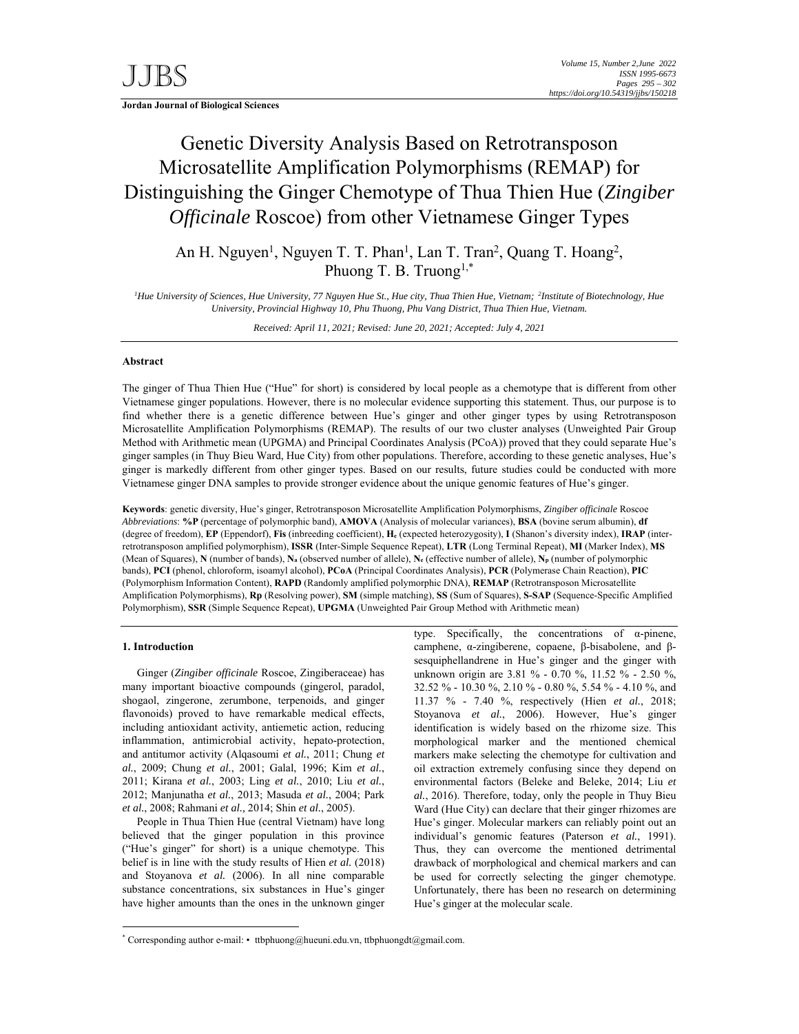# Genetic Diversity Analysis Based on Retrotransposon Microsatellite Amplification Polymorphisms (REMAP) for Distinguishing the Ginger Chemotype of Thua Thien Hue (*Zingiber Officinale* Roscoe) from other Vietnamese Ginger Types

An H. Nguyen[1], Nguyen T. T. Phan[1], Lan T. Tran[2], Quang T. Hoang[2], Phuong T. B. Truong[1,*]

*[1]Hue University of Sciences, Hue University, 77 Nguyen Hue St., Hue city, Thua Thien Hue, Vietnam; [2]Institute of Biotechnology, Hue University, Provincial Highway 10, Phu Thuong, Phu Vang District, Thua Thien Hue, Vietnam.*

*Received: April 11, 2021; Revised: June 20, 2021; Accepted: July 4, 2021*

### Abstract

The ginger of Thua Thien Hue ("Hue" for short) is considered by local people as a chemotype that is different from other Vietnamese ginger populations. However, there is no molecular evidence supporting this statement. Thus, our purpose is to find whether there is a genetic difference between Hue's ginger and other ginger types by using Retrotransposon Microsatellite Amplification Polymorphisms (REMAP). The results of our two cluster analyses (Unweighted Pair Group Method with Arithmetic mean (UPGMA) and Principal Coordinates Analysis (PCoA)) proved that they could separate Hue's ginger samples (in Thuy Bieu Ward, Hue City) from other populations. Therefore, according to these genetic analyses, Hue's ginger is markedly different from other ginger types. Based on our results, future studies could be conducted with more Vietnamese ginger DNA samples to provide stronger evidence about the unique genomic features of Hue's ginger.

**Keywords**: genetic diversity, Hue's ginger, Retrotransposon Microsatellite Amplification Polymorphisms, *Zingiber officinale* Roscoe

*Abbreviations*: **%P** (percentage of polymorphic band), **AMOVA** (Analysis of molecular variances), **BSA** (bovine serum albumin), **df** (degree of freedom), **EP** (Eppendorf), **Fis** (inbreeding coefficient), **$H_e$** (expected heterozygosity), **I** (Shanon's diversity index), **IRAP** (inter-retrotransposon amplified polymorphism), **ISSR** (Inter-Simple Sequence Repeat), **LTR** (Long Terminal Repeat), **MI** (Marker Index), **MS** (Mean of Squares), **N** (number of bands), **$N_a$** (observed number of allele), **$N_e$** (effective number of allele), **$N_p$** (number of polymorphic bands), **PCI** (phenol, chloroform, isoamyl alcohol), **PCoA** (Principal Coordinates Analysis), **PCR** (Polymerase Chain Reaction), **PIC** (Polymorphism Information Content), **RAPD** (Randomly amplified polymorphic DNA), **REMAP** (Retrotransposon Microsatellite Amplification Polymorphisms), **Rp** (Resolving power), **SM** (simple matching), **SS** (Sum of Squares), **S-SAP** (Sequence-Specific Amplified Polymorphism), **SSR** (Simple Sequence Repeat), **UPGMA** (Unweighted Pair Group Method with Arithmetic mean)

## 1. Introduction

Ginger (*Zingiber officinale* Roscoe, Zingiberaceae) has many important bioactive compounds (gingerol, paradol, shogaol, zingerone, zerumbone, terpenoids, and ginger flavonoids) proved to have remarkable medical effects, including antioxidant activity, antiemetic action, reducing inflammation, antimicrobial activity, hepato-protection, and antitumor activity (Alqasoumi *et al.*, 2011; Chung *et al.*, 2009; Chung *et al.*, 2001; Galal, 1996; Kim *et al.*, 2011; Kirana *et al.*, 2003; Ling *et al.*, 2010; Liu *et al.*, 2012; Manjunatha *et al.*, 2013; Masuda *et al.*, 2004; Park *et al.*, 2008; Rahmani *et al.*, 2014; Shin *et al.*, 2005).

People in Thua Thien Hue (central Vietnam) have long believed that the ginger population in this province ("Hue's ginger" for short) is a unique chemotype. This belief is in line with the study results of Hien *et al.* (2018) and Stoyanova *et al.* (2006). In all nine comparable substance concentrations, six substances in Hue's ginger have higher amounts than the ones in the unknown ginger type. Specifically, the concentrations of α-pinene, camphene, α-zingiberene, copaene, β-bisabolene, and β-sesquiphellandrene in Hue's ginger and the ginger with unknown origin are 3.81 % - 0.70 %, 11.52 % - 2.50 %, 32.52 % - 10.30 %, 2.10 % - 0.80 %, 5.54 % - 4.10 %, and 11.37 % - 7.40 %, respectively (Hien *et al.*, 2018; Stoyanova *et al.*, 2006). However, Hue's ginger identification is widely based on the rhizome size. This morphological marker and the mentioned chemical markers make selecting the chemotype for cultivation and oil extraction extremely confusing since they depend on environmental factors (Beleke and Beleke, 2014; Liu *et al.*, 2016). Therefore, today, only the people in Thuy Bieu Ward (Hue City) can declare that their ginger rhizomes are Hue's ginger. Molecular markers can reliably point out an individual's genomic features (Paterson *et al.*, 1991). Thus, they can overcome the mentioned detrimental drawback of morphological and chemical markers and can be used for correctly selecting the ginger chemotype. Unfortunately, there has been no research on determining Hue's ginger at the molecular scale.

* Corresponding author e-mail: • ttbphuong@hueuni.edu.vn, ttbphuongdt@gmail.com.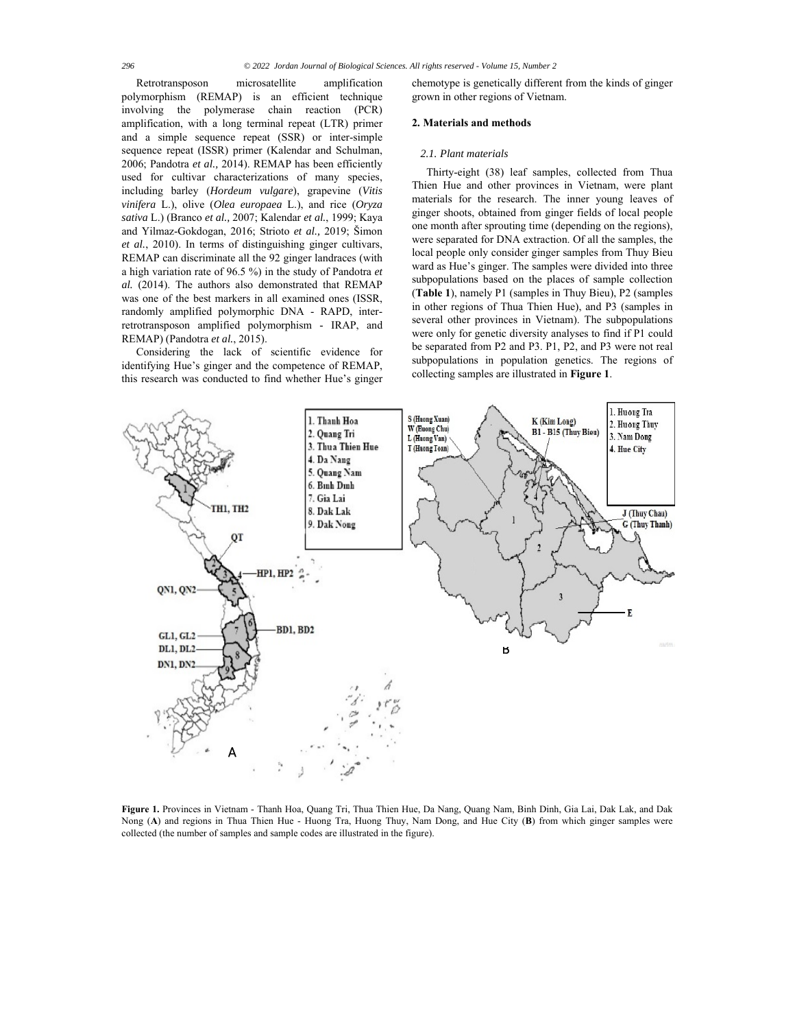Retrotransposon microsatellite amplification polymorphism (REMAP) is an efficient technique involving the polymerase chain reaction (PCR) amplification, with a long terminal repeat (LTR) primer and a simple sequence repeat (SSR) or inter-simple sequence repeat (ISSR) primer (Kalendar and Schulman, 2006; Pandotra *et al.,* 2014). REMAP has been efficiently used for cultivar characterizations of many species, including barley (*Hordeum vulgare*), grapevine (*Vitis vinifera* L.), olive (*Olea europaea* L.), and rice (*Oryza sativa* L.) (Branco *et al.*, 2007; Kalendar *et al.*, 1999; Kaya and Yilmaz-Gokdogan, 2016; Strioto *et al.,* 2019; Šimon *et al.*, 2010). In terms of distinguishing ginger cultivars, REMAP can discriminate all the 92 ginger landraces (with a high variation rate of 96.5 %) in the study of Pandotra *et al.* (2014). The authors also demonstrated that REMAP was one of the best markers in all examined ones (ISSR, randomly amplified polymorphic DNA - RAPD, inter-retrotransposon amplified polymorphism - IRAP, and REMAP) (Pandotra *et al.*, 2015).

Considering the lack of scientific evidence for identifying Hue's ginger and the competence of REMAP, this research was conducted to find whether Hue's ginger chemotype is genetically different from the kinds of ginger grown in other regions of Vietnam.

## 2. Materials and methods

### 2.1. Plant materials

Thirty-eight (38) leaf samples, collected from Thua Thien Hue and other provinces in Vietnam, were plant materials for the research. The inner young leaves of ginger shoots, obtained from ginger fields of local people one month after sprouting time (depending on the regions), were separated for DNA extraction. Of all the samples, the local people only consider ginger samples from Thuy Bieu ward as Hue's ginger. The samples were divided into three subpopulations based on the places of sample collection (**Table 1**), namely P1 (samples in Thuy Bieu), P2 (samples in other regions of Thua Thien Hue), and P3 (samples in several other provinces in Vietnam). The subpopulations were only for genetic diversity analyses to find if P1 could be separated from P2 and P3. P1, P2, and P3 were not real subpopulations in population genetics. The regions of collecting samples are illustrated in **Figure 1**.

**Figure 1.** Provinces in Vietnam - Thanh Hoa, Quang Tri, Thua Thien Hue, Da Nang, Quang Nam, Binh Dinh, Gia Lai, Dak Lak, and Dak Nong (**A**) and regions in Thua Thien Hue - Huong Tra, Huong Thuy, Nam Dong, and Hue City (**B**) from which ginger samples were collected (the number of samples and sample codes are illustrated in the figure).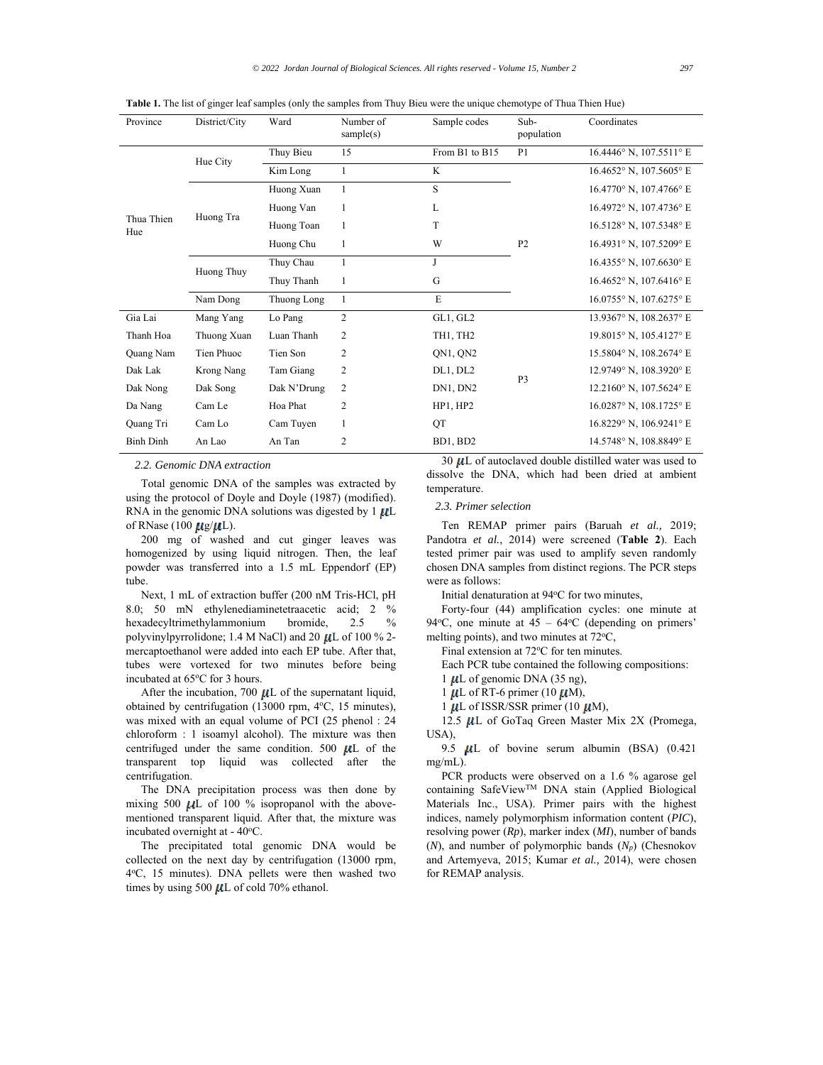**Table 1.** The list of ginger leaf samples (only the samples from Thuy Bieu were the unique chemotype of Thua Thien Hue)

| Province | District/City | Ward | Number of sample(s) | Sample codes | Sub-population | Coordinates |
|---|---|---|---|---|---|---|
| Thua Thien Hue | Hue City | Thuy Bieu | 15 | From B1 to B15 | P1 | 16.4446° N, 107.5511° E |
| | | Kim Long | 1 | K | P2 | 16.4652° N, 107.5605° E |
| | Huong Tra | Huong Xuan | 1 | S | | 16.4770° N, 107.4766° E |
| | | Huong Van | 1 | L | | 16.4972° N, 107.4736° E |
| | | Huong Toan | 1 | T | | 16.5128° N, 107.5348° E |
| | | Huong Chu | 1 | W | | 16.4931° N, 107.5209° E |
| | Huong Thuy | Thuy Chau | 1 | J | | 16.4355° N, 107.6630° E |
| | | Thuy Thanh | 1 | G | | 16.4652° N, 107.6416° E |
| | Nam Dong | Thuong Long | 1 | E | | 16.0755° N, 107.6275° E |
| Gia Lai | Mang Yang | Lo Pang | 2 | GL1, GL2 | P3 | 13.9367° N, 108.2637° E |
| Thanh Hoa | Thuong Xuan | Luan Thanh | 2 | TH1, TH2 | | 19.8015° N, 105.4127° E |
| Quang Nam | Tien Phuoc | Tien Son | 2 | QN1, QN2 | | 15.5804° N, 108.2674° E |
| Dak Lak | Krong Nang | Tam Giang | 2 | DL1, DL2 | | 12.9749° N, 108.3920° E |
| Dak Nong | Dak Song | Dak N'Drung | 2 | DN1, DN2 | | 12.2160° N, 107.5624° E |
| Da Nang | Cam Le | Hoa Phat | 2 | HP1, HP2 | | 16.0287° N, 108.1725° E |
| Quang Tri | Cam Lo | Cam Tuyen | 1 | QT | | 16.8229° N, 106.9241° E |
| Binh Dinh | An Lao | An Tan | 2 | BD1, BD2 | | 14.5748° N, 108.8849° E |

### 2.2. Genomic DNA extraction

Total genomic DNA of the samples was extracted by using the protocol of Doyle and Doyle (1987) (modified). RNA in the genomic DNA solutions was digested by 1 μL of RNase (100 μg/μL).

200 mg of washed and cut ginger leaves was homogenized by using liquid nitrogen. Then, the leaf powder was transferred into a 1.5 mL Eppendorf (EP) tube.

Next, 1 mL of extraction buffer (200 nM Tris-HCl, pH 8.0; 50 mN ethylenediaminetetraacetic acid; 2 % hexadecyltrimethylammonium bromide, 2.5 % polyvinylpyrrolidone; 1.4 M NaCl) and 20 μL of 100 % 2-mercaptoethanol were added into each EP tube. After that, tubes were vortexed for two minutes before being incubated at 65°C for 3 hours.

After the incubation, 700 μL of the supernatant liquid, obtained by centrifugation (13000 rpm, 4°C, 15 minutes), was mixed with an equal volume of PCI (25 phenol : 24 chloroform : 1 isoamyl alcohol). The mixture was then centrifuged under the same condition. 500 μL of the transparent top liquid was collected after the centrifugation.

The DNA precipitation process was then done by mixing 500 μL of 100 % isopropanol with the above-mentioned transparent liquid. After that, the mixture was incubated overnight at - 40°C.

The precipitated total genomic DNA would be collected on the next day by centrifugation (13000 rpm, 4°C, 15 minutes). DNA pellets were then washed two times by using 500 μL of cold 70% ethanol.

30 μL of autoclaved double distilled water was used to dissolve the DNA, which had been dried at ambient temperature.

### 2.3. Primer selection

Ten REMAP primer pairs (Baruah *et al.,* 2019; Pandotra *et al.*, 2014) were screened (**Table 2**). Each tested primer pair was used to amplify seven randomly chosen DNA samples from distinct regions. The PCR steps were as follows:

Initial denaturation at 94°C for two minutes,

Forty-four (44) amplification cycles: one minute at 94°C, one minute at 45 – 64°C (depending on primers' melting points), and two minutes at 72°C,

Final extension at 72°C for ten minutes.

Each PCR tube contained the following compositions:

1 μL of genomic DNA (35 ng),

1 μL of RT-6 primer (10 μM),

1 μL of ISSR/SSR primer (10 μM),

12.5 μL of GoTaq Green Master Mix 2X (Promega, USA),

9.5 μL of bovine serum albumin (BSA) (0.421 mg/mL).

PCR products were observed on a 1.6 % agarose gel containing SafeView™ DNA stain (Applied Biological Materials Inc., USA). Primer pairs with the highest indices, namely polymorphism information content (*PIC*), resolving power (*Rp*), marker index (*MI*), number of bands (*N*), and number of polymorphic bands ($N_p$) (Chesnokov and Artemyeva, 2015; Kumar *et al.,* 2014), were chosen for REMAP analysis.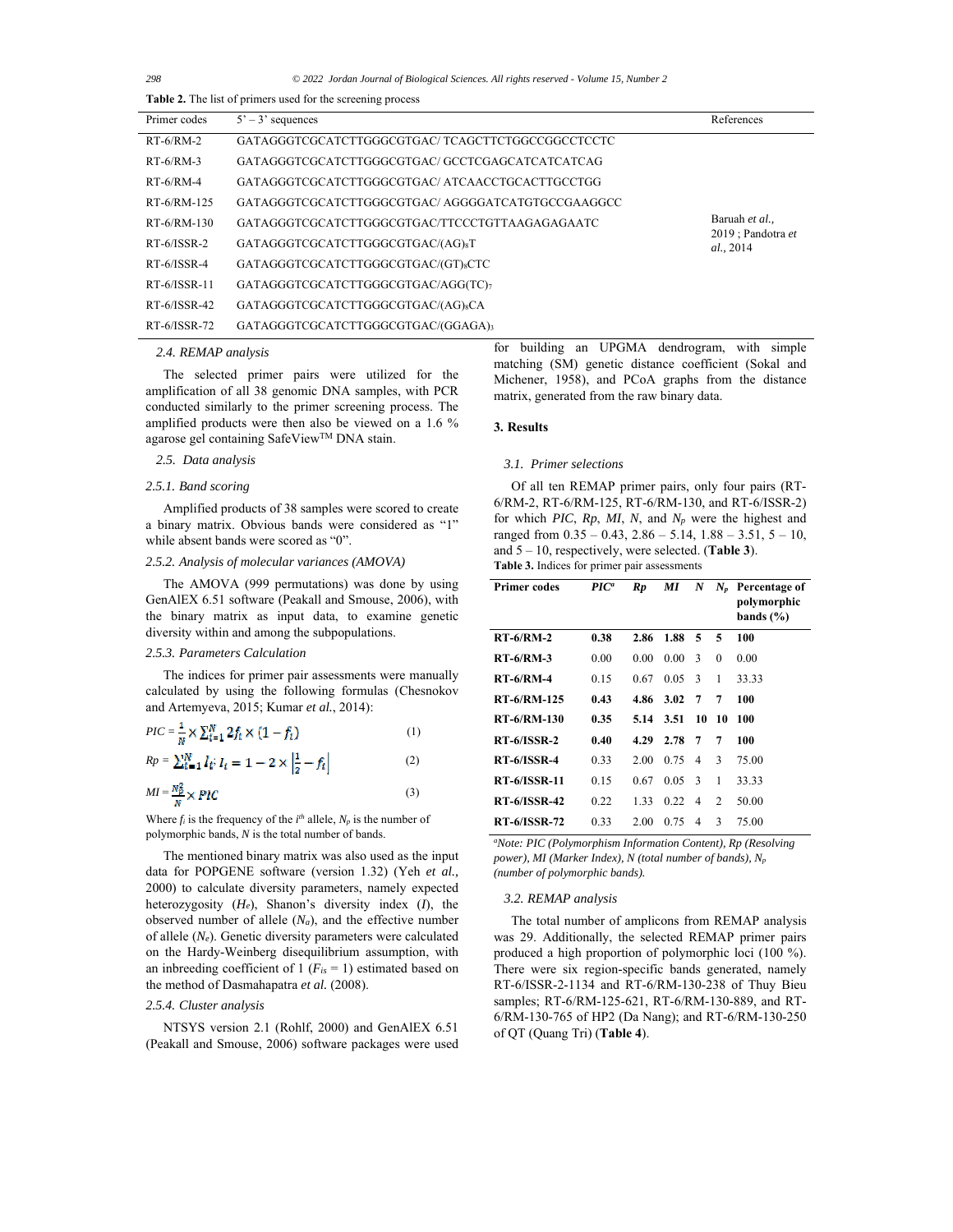**Table 2.** The list of primers used for the screening process

| Primer codes | 5' – 3' sequences | References |
|---|---|---|
| RT-6/RM-2 | GATAGGGTCGCATCTTGGGCGTGAC/ TCAGCTTCTGGCCGGCCTCCTC | Baruah *et al.*, 2019 ; Pandotra *et al.*, 2014 |
| RT-6/RM-3 | GATAGGGTCGCATCTTGGGCGTGAC/ GCCTCGAGCATCATCATCAG | |
| RT-6/RM-4 | GATAGGGTCGCATCTTGGGCGTGAC/ ATCAACCTGCACTTGCCTGG | |
| RT-6/RM-125 | GATAGGGTCGCATCTTGGGCGTGAC/ AGGGGATCATGTGCCGAAGGCC | |
| RT-6/RM-130 | GATAGGGTCGCATCTTGGGCGTGAC/TTCCCTGTTAAGAGAGAATC | |
| RT-6/ISSR-2 | GATAGGGTCGCATCTTGGGCGTGAC/$(AG)_8$T | |
| RT-6/ISSR-4 | GATAGGGTCGCATCTTGGGCGTGAC/$(GT)_8$CTC | |
| RT-6/ISSR-11 | GATAGGGTCGCATCTTGGGCGTGAC/AGG$(TC)_7$ | |
| RT-6/ISSR-42 | GATAGGGTCGCATCTTGGGCGTGAC/$(AG)_8$CA | |
| RT-6/ISSR-72 | GATAGGGTCGCATCTTGGGCGTGAC/$(GGAGA)_3$ | |

### 2.4. REMAP analysis

The selected primer pairs were utilized for the amplification of all 38 genomic DNA samples, with PCR conducted similarly to the primer screening process. The amplified products were then also be viewed on a 1.6 % agarose gel containing SafeView™ DNA stain.

### 2.5. Data analysis

#### 2.5.1. Band scoring

Amplified products of 38 samples were scored to create a binary matrix. Obvious bands were considered as "1" while absent bands were scored as "0".

#### 2.5.2. Analysis of molecular variances (AMOVA)

The AMOVA (999 permutations) was done by using GenAlEX 6.51 software (Peakall and Smouse, 2006), with the binary matrix as input data, to examine genetic diversity within and among the subpopulations.

#### 2.5.3. Parameters Calculation

The indices for primer pair assessments were manually calculated by using the following formulas (Chesnokov and Artemyeva, 2015; Kumar *et al.*, 2014):

$$PIC = \frac{1}{N} \times \sum_{i=1}^{N} 2f_i \times (1 - f_i) \tag{1}$$

$$Rp = \sum_{i=1}^{N} I_i;\ I_i = 1 - 2 \times \left|\frac{1}{2} - f_i\right| \tag{2}$$

$$MI = \frac{N_p^2}{N} \times PIC \tag{3}$$

Where $f_i$ is the frequency of the $i^{th}$ allele, $N_p$ is the number of polymorphic bands, $N$ is the total number of bands.

The mentioned binary matrix was also used as the input data for POPGENE software (version 1.32) (Yeh *et al.*, 2000) to calculate diversity parameters, namely expected heterozygosity ($H_e$), Shanon's diversity index ($I$), the observed number of allele ($N_a$), and the effective number of allele ($N_e$). Genetic diversity parameters were calculated on the Hardy-Weinberg disequilibrium assumption, with an inbreeding coefficient of 1 ($F_{is}$ = 1) estimated based on the method of Dasmahapatra *et al.* (2008).

#### 2.5.4. Cluster analysis

NTSYS version 2.1 (Rohlf, 2000) and GenAlEX 6.51 (Peakall and Smouse, 2006) software packages were used for building an UPGMA dendrogram, with simple matching (SM) genetic distance coefficient (Sokal and Michener, 1958), and PCoA graphs from the distance matrix, generated from the raw binary data.

## 3. Results

### 3.1. Primer selections

Of all ten REMAP primer pairs, only four pairs (RT-6/RM-2, RT-6/RM-125, RT-6/RM-130, and RT-6/ISSR-2) for which *PIC*, *Rp*, *MI*, *N*, and $N_p$ were the highest and ranged from 0.35 – 0.43, 2.86 – 5.14, 1.88 – 3.51, 5 – 10, and 5 – 10, respectively, were selected. (**Table 3**).

**Table 3.** Indices for primer pair assessments

| Primer codes | *PIC*[a] | *Rp* | *MI* | *N* | $N_p$ | Percentage of polymorphic bands (%) |
|---|---|---|---|---|---|---|
| **RT-6/RM-2** | **0.38** | **2.86** | **1.88** | **5** | **5** | **100** |
| **RT-6/RM-3** | 0.00 | 0.00 | 0.00 | 3 | 0 | 0.00 |
| **RT-6/RM-4** | 0.15 | 0.67 | 0.05 | 3 | 1 | 33.33 |
| **RT-6/RM-125** | **0.43** | **4.86** | **3.02** | **7** | **7** | **100** |
| **RT-6/RM-130** | **0.35** | **5.14** | **3.51** | **10** | **10** | **100** |
| **RT-6/ISSR-2** | **0.40** | **4.29** | **2.78** | **7** | **7** | **100** |
| **RT-6/ISSR-4** | 0.33 | 2.00 | 0.75 | 4 | 3 | 75.00 |
| **RT-6/ISSR-11** | 0.15 | 0.67 | 0.05 | 3 | 1 | 33.33 |
| **RT-6/ISSR-42** | 0.22 | 1.33 | 0.22 | 4 | 2 | 50.00 |
| **RT-6/ISSR-72** | 0.33 | 2.00 | 0.75 | 4 | 3 | 75.00 |

*[a]Note: PIC (Polymorphism Information Content), Rp (Resolving power), MI (Marker Index), N (total number of bands), $N_p$ (number of polymorphic bands).*

### 3.2. REMAP analysis

The total number of amplicons from REMAP analysis was 29. Additionally, the selected REMAP primer pairs produced a high proportion of polymorphic loci (100 %). There were six region-specific bands generated, namely RT-6/ISSR-2-1134 and RT-6/RM-130-238 of Thuy Bieu samples; RT-6/RM-125-621, RT-6/RM-130-889, and RT-6/RM-130-765 of HP2 (Da Nang); and RT-6/RM-130-250 of QT (Quang Tri) (**Table 4**).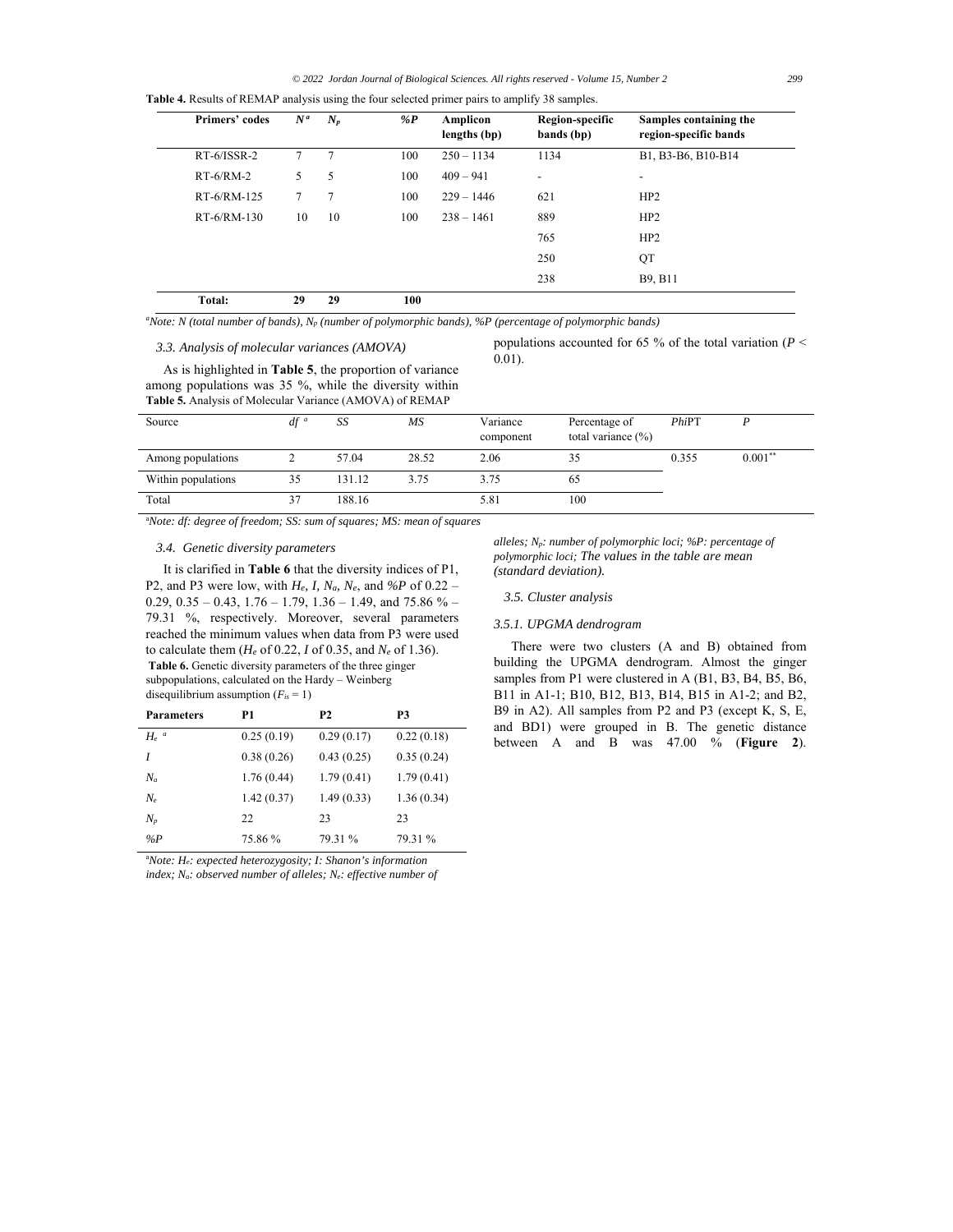**Table 4.** Results of REMAP analysis using the four selected primer pairs to amplify 38 samples.

| Primers' codes | $N^a$ | $N_p$ | %P | Amplicon lengths (bp) | Region-specific bands (bp) | Samples containing the region-specific bands |
|---|---|---|---|---|---|---|
| RT-6/ISSR-2 | 7 | 7 | 100 | 250 – 1134 | 1134 | B1, B3-B6, B10-B14 |
| RT-6/RM-2 | 5 | 5 | 100 | 409 – 941 | - | - |
| RT-6/RM-125 | 7 | 7 | 100 | 229 – 1446 | 621 | HP2 |
| RT-6/RM-130 | 10 | 10 | 100 | 238 – 1461 | 889 | HP2 |
| | | | | | 765 | HP2 |
| | | | | | 250 | QT |
| | | | | | 238 | B9, B11 |
| **Total:** | **29** | **29** | **100** | | | |

[a]*Note: N (total number of bands), $N_P$ (number of polymorphic bands), %P (percentage of polymorphic bands)*

### 3.3. Analysis of molecular variances (AMOVA)

As is highlighted in **Table 5**, the proportion of variance among populations was 35 %, while the diversity within populations accounted for 65 % of the total variation ($P < 0.01$).

**Table 5.** Analysis of Molecular Variance (AMOVA) of REMAP

| Source | $df^a$ | SS | MS | Variance component | Percentage of total variance (%) | *Phi*PT | P |
|---|---|---|---|---|---|---|---|
| Among populations | 2 | 57.04 | 28.52 | 2.06 | 35 | 0.355 | 0.001** |
| Within populations | 35 | 131.12 | 3.75 | 3.75 | 65 | | |
| Total | 37 | 188.16 | | 5.81 | 100 | | |

[a]*Note: df: degree of freedom; SS: sum of squares; MS: mean of squares*

### 3.4. Genetic diversity parameters

It is clarified in **Table 6** that the diversity indices of P1, P2, and P3 were low, with $H_e$, $I$, $N_a$, $N_e$, and *%P* of 0.22 – 0.29, 0.35 – 0.43, 1.76 – 1.79, 1.36 – 1.49, and 75.86 % – 79.31 %, respectively. Moreover, several parameters reached the minimum values when data from P3 were used to calculate them ($H_e$ of 0.22, $I$ of 0.35, and $N_e$ of 1.36).

**Table 6.** Genetic diversity parameters of the three ginger subpopulations, calculated on the Hardy – Weinberg disequilibrium assumption ($F_{is} = 1$)

| Parameters | P1 | P2 | P3 |
|---|---|---|---|
| $H_e$ [a] | 0.25 (0.19) | 0.29 (0.17) | 0.22 (0.18) |
| $I$ | 0.38 (0.26) | 0.43 (0.25) | 0.35 (0.24) |
| $N_a$ | 1.76 (0.44) | 1.79 (0.41) | 1.79 (0.41) |
| $N_e$ | 1.42 (0.37) | 1.49 (0.33) | 1.36 (0.34) |
| $N_p$ | 22 | 23 | 23 |
| %P | 75.86 % | 79.31 % | 79.31 % |

[a]*Note: $H_e$: expected heterozygosity; I: Shanon's information index; $N_a$: observed number of alleles; $N_e$: effective number of alleles; $N_p$: number of polymorphic loci; %P: percentage of polymorphic loci; The values in the table are mean (standard deviation).*

### 3.5. Cluster analysis

#### 3.5.1. UPGMA dendrogram

There were two clusters (A and B) obtained from building the UPGMA dendrogram. Almost the ginger samples from P1 were clustered in A (B1, B3, B4, B5, B6, B11 in A1-1; B10, B12, B13, B14, B15 in A1-2; and B2, B9 in A2). All samples from P2 and P3 (except K, S, E, and BD1) were grouped in B. The genetic distance between A and B was 47.00 % (**Figure 2**).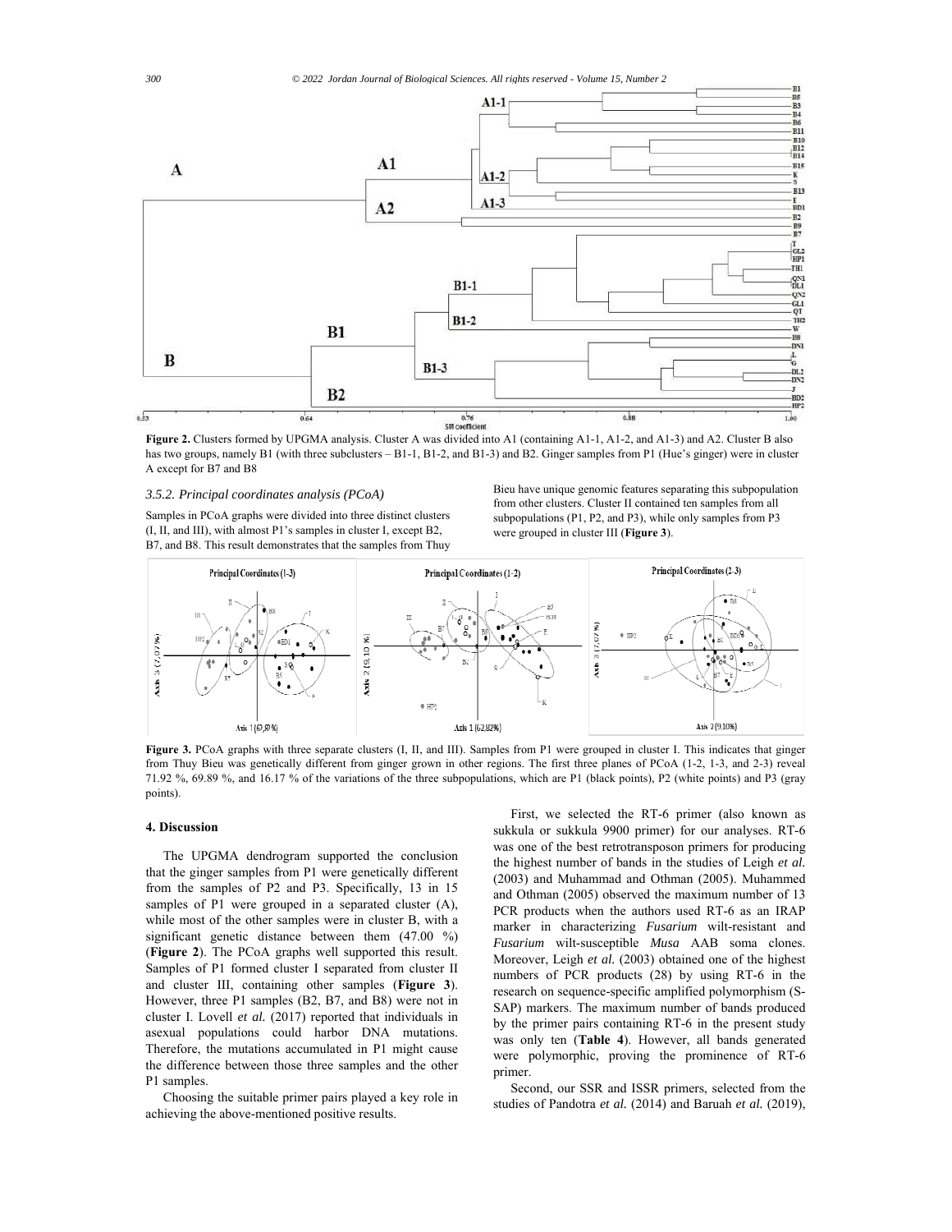**Figure 2.** Clusters formed by UPGMA analysis. Cluster A was divided into A1 (containing A1-1, A1-2, and A1-3) and A2. Cluster B also has two groups, namely B1 (with three subclusters – B1-1, B1-2, and B1-3) and B2. Ginger samples from P1 (Hue's ginger) were in cluster A except for B7 and B8

### *3.5.2. Principal coordinates analysis (PCoA)*

Samples in PCoA graphs were divided into three distinct clusters (I, II, and III), with almost P1's samples in cluster I, except B2, B7, and B8. This result demonstrates that the samples from Thuy Bieu have unique genomic features separating this subpopulation from other clusters. Cluster II contained ten samples from all subpopulations (P1, P2, and P3), while only samples from P3 were grouped in cluster III (**Figure 3**).

**Figure 3.** PCoA graphs with three separate clusters (I, II, and III). Samples from P1 were grouped in cluster I. This indicates that ginger from Thuy Bieu was genetically different from ginger grown in other regions. The first three planes of PCoA (1-2, 1-3, and 2-3) reveal 71.92 %, 69.89 %, and 16.17 % of the variations of the three subpopulations, which are P1 (black points), P2 (white points) and P3 (gray points).

## 4. Discussion

The UPGMA dendrogram supported the conclusion that the ginger samples from P1 were genetically different from the samples of P2 and P3. Specifically, 13 in 15 samples of P1 were grouped in a separated cluster (A), while most of the other samples were in cluster B, with a significant genetic distance between them (47.00 %) (**Figure 2**). The PCoA graphs well supported this result. Samples of P1 formed cluster I separated from cluster II and cluster III, containing other samples (**Figure 3**). However, three P1 samples (B2, B7, and B8) were not in cluster I. Lovell *et al.* (2017) reported that individuals in asexual populations could harbor DNA mutations. Therefore, the mutations accumulated in P1 might cause the difference between those three samples and the other P1 samples.

Choosing the suitable primer pairs played a key role in achieving the above-mentioned positive results.

First, we selected the RT-6 primer (also known as sukkula or sukkula 9900 primer) for our analyses. RT-6 was one of the best retrotransposon primers for producing the highest number of bands in the studies of Leigh *et al.* (2003) and Muhammad and Othman (2005). Muhammed and Othman (2005) observed the maximum number of 13 PCR products when the authors used RT-6 as an IRAP marker in characterizing *Fusarium* wilt-resistant and *Fusarium* wilt-susceptible *Musa* AAB soma clones. Moreover, Leigh *et al.* (2003) obtained one of the highest numbers of PCR products (28) by using RT-6 in the research on sequence-specific amplified polymorphism (S-SAP) markers. The maximum number of bands produced by the primer pairs containing RT-6 in the present study was only ten (**Table 4**). However, all bands generated were polymorphic, proving the prominence of RT-6 primer.

Second, our SSR and ISSR primers, selected from the studies of Pandotra *et al.* (2014) and Baruah *et al.* (2019),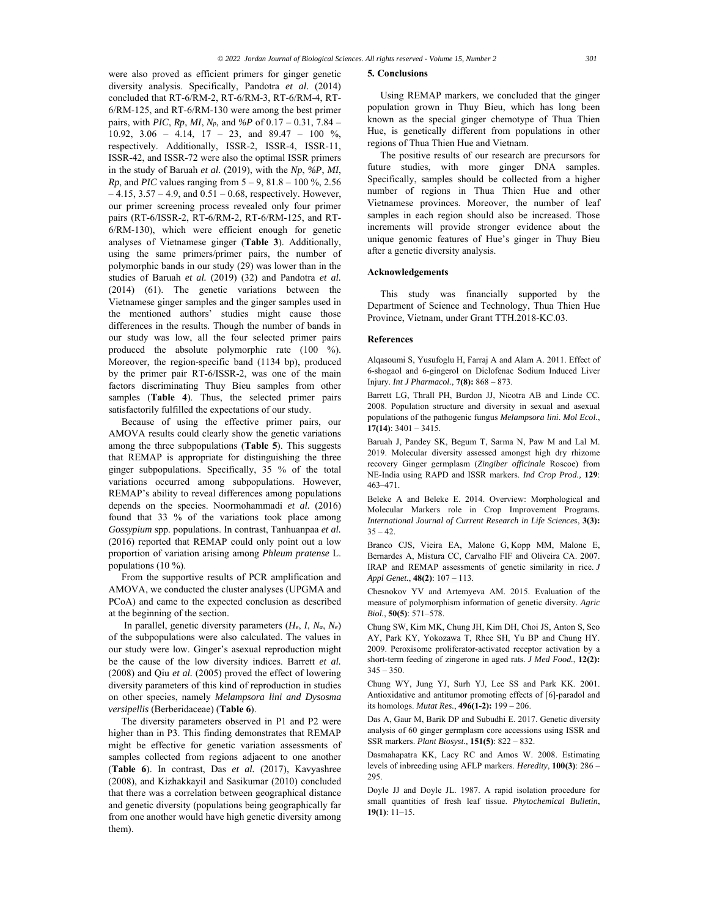were also proved as efficient primers for ginger genetic diversity analysis. Specifically, Pandotra *et al.* (2014) concluded that RT-6/RM-2, RT-6/RM-3, RT-6/RM-4, RT-6/RM-125, and RT-6/RM-130 were among the best primer pairs, with *PIC*, *Rp*, *MI*, $N_P$, and *%P* of 0.17 – 0.31, 7.84 – 10.92, 3.06 – 4.14, 17 – 23, and 89.47 – 100 %, respectively. Additionally, ISSR-2, ISSR-4, ISSR-11, ISSR-42, and ISSR-72 were also the optimal ISSR primers in the study of Baruah *et al.* (2019), with the *Np*, *%P*, *MI*, *Rp*, and *PIC* values ranging from 5 – 9, 81.8 – 100 %, 2.56 – 4.15, 3.57 – 4.9, and 0.51 – 0.68, respectively. However, our primer screening process revealed only four primer pairs (RT-6/ISSR-2, RT-6/RM-2, RT-6/RM-125, and RT-6/RM-130), which were efficient enough for genetic analyses of Vietnamese ginger (**Table 3**). Additionally, using the same primers/primer pairs, the number of polymorphic bands in our study (29) was lower than in the studies of Baruah *et al.* (2019) (32) and Pandotra *et al.* (2014) (61). The genetic variations between the Vietnamese ginger samples and the ginger samples used in the mentioned authors' studies might cause those differences in the results. Though the number of bands in our study was low, all the four selected primer pairs produced the absolute polymorphic rate (100 %). Moreover, the region-specific band (1134 bp), produced by the primer pair RT-6/ISSR-2, was one of the main factors discriminating Thuy Bieu samples from other samples (**Table 4**). Thus, the selected primer pairs satisfactorily fulfilled the expectations of our study.

Because of using the effective primer pairs, our AMOVA results could clearly show the genetic variations among the three subpopulations (**Table 5**). This suggests that REMAP is appropriate for distinguishing the three ginger subpopulations. Specifically, 35 % of the total variations occurred among subpopulations. However, REMAP's ability to reveal differences among populations depends on the species. Noormohammadi *et al.* (2016) found that 33 % of the variations took place among *Gossypium* spp. populations. In contrast, Tanhuanpaa *et al.* (2016) reported that REMAP could only point out a low proportion of variation arising among *Phleum pratense* L. populations (10 %).

From the supportive results of PCR amplification and AMOVA, we conducted the cluster analyses (UPGMA and PCoA) and came to the expected conclusion as described at the beginning of the section.

In parallel, genetic diversity parameters ($H_e$, $I$, $N_a$, $N_e$) of the subpopulations were also calculated. The values in our study were low. Ginger's asexual reproduction might be the cause of the low diversity indices. Barrett *et al.* (2008) and Qiu *et al.* (2005) proved the effect of lowering diversity parameters of this kind of reproduction in studies on other species, namely *Melampsora lini and Dysosma versipellis* (Berberidaceae) (**Table 6**).

The diversity parameters observed in P1 and P2 were higher than in P3. This finding demonstrates that REMAP might be effective for genetic variation assessments of samples collected from regions adjacent to one another (**Table 6**). In contrast, Das *et al.* (2017), Kavyashree (2008), and Kizhakkayil and Sasikumar (2010) concluded that there was a correlation between geographical distance and genetic diversity (populations being geographically far from one another would have high genetic diversity among them).

## 5. Conclusions

Using REMAP markers, we concluded that the ginger population grown in Thuy Bieu, which has long been known as the special ginger chemotype of Thua Thien Hue, is genetically different from populations in other regions of Thua Thien Hue and Vietnam.

The positive results of our research are precursors for future studies, with more ginger DNA samples. Specifically, samples should be collected from a higher number of regions in Thua Thien Hue and other Vietnamese provinces. Moreover, the number of leaf samples in each region should also be increased. Those increments will provide stronger evidence about the unique genomic features of Hue's ginger in Thuy Bieu after a genetic diversity analysis.

## Acknowledgements

This study was financially supported by the Department of Science and Technology, Thua Thien Hue Province, Vietnam, under Grant TTH.2018-KC.03.

## References

Alqasoumi S, Yusufoglu H, Farraj A and Alam A. 2011. Effect of 6-shogaol and 6-gingerol on Diclofenac Sodium Induced Liver Injury. *Int J Pharmacol.*, **7(8):** 868 – 873.

Barrett LG, Thrall PH, Burdon JJ, Nicotra AB and Linde CC. 2008. Population structure and diversity in sexual and asexual populations of the pathogenic fungus *Melampsora lini*. *Mol Ecol.*, **17(14)**: 3401 – 3415.

Baruah J, Pandey SK, Begum T, Sarma N, Paw M and Lal M. 2019. Molecular diversity assessed amongst high dry rhizome recovery Ginger germplasm (*Zingiber officinale* Roscoe) from NE-India using RAPD and ISSR markers. *Ind Crop Prod.*, **129**: 463–471.

Beleke A and Beleke E. 2014. Overview: Morphological and Molecular Markers role in Crop Improvement Programs. *International Journal of Current Research in Life Sciences*, **3(3):** 35 – 42.

Branco CJS, Vieira EA, Malone G, Kopp MM, Malone E, Bernardes A, Mistura CC, Carvalho FIF and Oliveira CA. 2007. IRAP and REMAP assessments of genetic similarity in rice. *J Appl Genet.*, **48(2)**: 107 – 113.

Chesnokov YV and Artemyeva AM. 2015. Evaluation of the measure of polymorphism information of genetic diversity. *Agric Biol.*, **50(5)**: 571–578.

Chung SW, Kim MK, Chung JH, Kim DH, Choi JS, Anton S, Seo AY, Park KY, Yokozawa T, Rhee SH, Yu BP and Chung HY. 2009. Peroxisome proliferator-activated receptor activation by a short-term feeding of zingerone in aged rats. *J Med Food.*, **12(2):** 345 – 350.

Chung WY, Jung YJ, Surh YJ, Lee SS and Park KK. 2001. Antioxidative and antitumor promoting effects of [6]-paradol and its homologs. *Mutat Res.*, **496(1-2):** 199 – 206.

Das A, Gaur M, Barik DP and Subudhi E. 2017. Genetic diversity analysis of 60 ginger germplasm core accessions using ISSR and SSR markers. *Plant Biosyst.*, **151(5)**: 822 – 832.

Dasmahapatra KK, Lacy RC and Amos W. 2008. Estimating levels of inbreeding using AFLP markers. *Heredity*, **100(3)**: 286 – 295.

Doyle JJ and Doyle JL. 1987. A rapid isolation procedure for small quantities of fresh leaf tissue. *Phytochemical Bulletin*, **19(1)**: 11–15.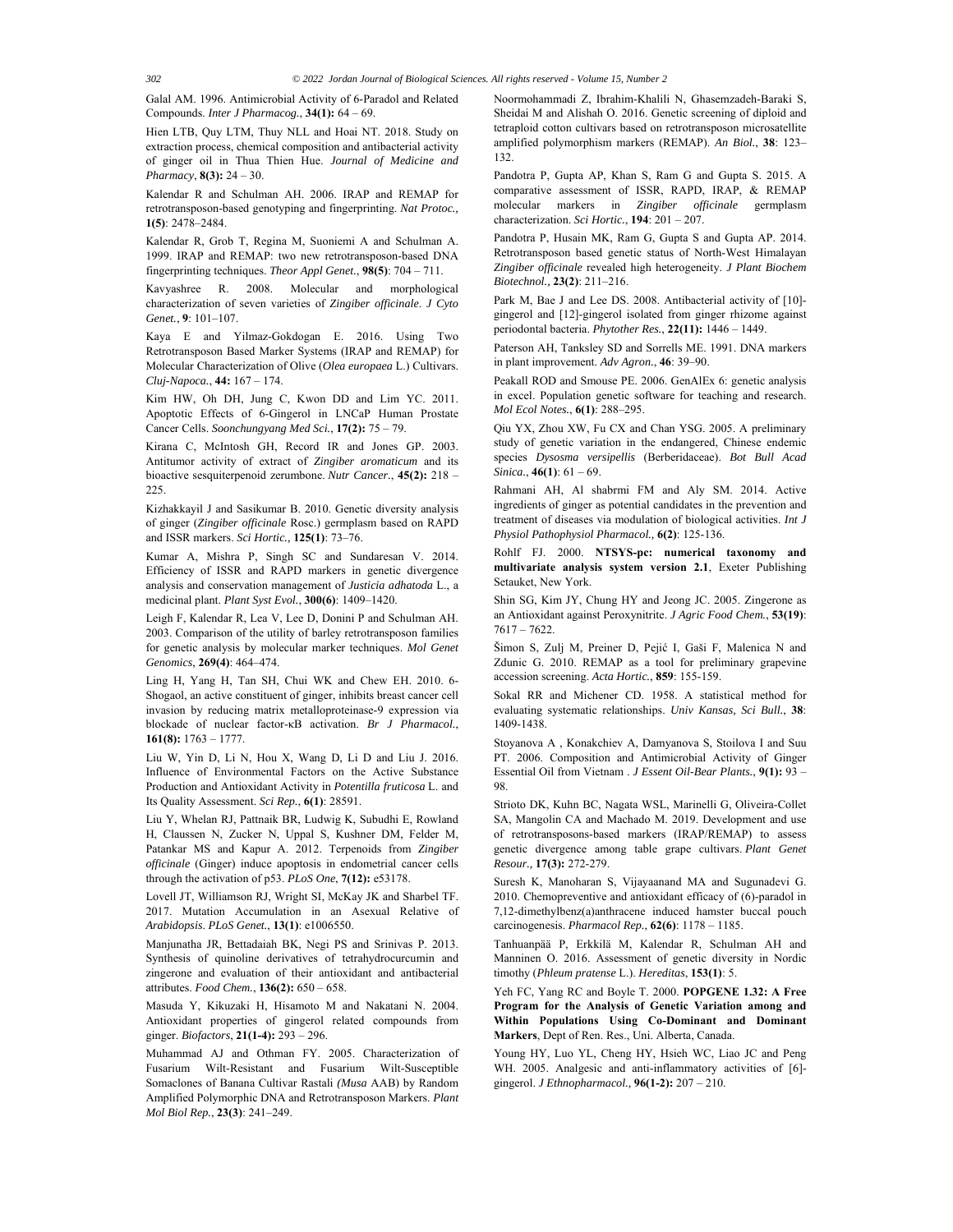Galal AM. 1996. Antimicrobial Activity of 6-Paradol and Related Compounds. *Inter J Pharmacog.*, **34(1):** 64 – 69.

Hien LTB, Quy LTM, Thuy NLL and Hoai NT. 2018. Study on extraction process, chemical composition and antibacterial activity of ginger oil in Thua Thien Hue. *Journal of Medicine and Pharmacy*, **8(3):** 24 – 30.

Kalendar R and Schulman AH. 2006. IRAP and REMAP for retrotransposon-based genotyping and fingerprinting. *Nat Protoc.,* **1(5)**: 2478–2484.

Kalendar R, Grob T, Regina M, Suoniemi A and Schulman A. 1999. IRAP and REMAP: two new retrotransposon-based DNA fingerprinting techniques. *Theor Appl Genet.*, **98(5)**: 704 – 711.

Kavyashree R. 2008. Molecular and morphological characterization of seven varieties of *Zingiber officinale*. *J Cyto Genet.*, **9**: 101–107.

Kaya E and Yilmaz-Gokdogan E. 2016. Using Two Retrotransposon Based Marker Systems (IRAP and REMAP) for Molecular Characterization of Olive (*Olea europaea* L.) Cultivars. *Cluj-Napoca.*, **44:** 167 – 174.

Kim HW, Oh DH, Jung C, Kwon DD and Lim YC. 2011. Apoptotic Effects of 6-Gingerol in LNCaP Human Prostate Cancer Cells. *Soonchungyang Med Sci.*, **17(2):** 75 – 79.

Kirana C, McIntosh GH, Record IR and Jones GP. 2003. Antitumor activity of extract of *Zingiber aromaticum* and its bioactive sesquiterpenoid zerumbone. *Nutr Cancer.*, **45(2):** 218 – 225.

Kizhakkayil J and Sasikumar B. 2010. Genetic diversity analysis of ginger (*Zingiber officinale* Rosc.) germplasm based on RAPD and ISSR markers. *Sci Hortic.,* **125(1)**: 73–76.

Kumar A, Mishra P, Singh SC and Sundaresan V. 2014. Efficiency of ISSR and RAPD markers in genetic divergence analysis and conservation management of *Justicia adhatoda* L., a medicinal plant. *Plant Syst Evol.*, **300(6)**: 1409–1420.

Leigh F, Kalendar R, Lea V, Lee D, Donini P and Schulman AH. 2003. Comparison of the utility of barley retrotransposon families for genetic analysis by molecular marker techniques. *Mol Genet Genomics*, **269(4)**: 464–474.

Ling H, Yang H, Tan SH, Chui WK and Chew EH. 2010. 6-Shogaol, an active constituent of ginger, inhibits breast cancer cell invasion by reducing matrix metalloproteinase-9 expression via blockade of nuclear factor-κB activation. *Br J Pharmacol.*, **161(8):** 1763 – 1777.

Liu W, Yin D, Li N, Hou X, Wang D, Li D and Liu J. 2016. Influence of Environmental Factors on the Active Substance Production and Antioxidant Activity in *Potentilla fruticosa* L. and Its Quality Assessment. *Sci Rep.*, **6(1)**: 28591.

Liu Y, Whelan RJ, Pattnaik BR, Ludwig K, Subudhi E, Rowland H, Claussen N, Zucker N, Uppal S, Kushner DM, Felder M, Patankar MS and Kapur A. 2012. Terpenoids from *Zingiber officinale* (Ginger) induce apoptosis in endometrial cancer cells through the activation of p53. *PLoS One*, **7(12):** e53178.

Lovell JT, Williamson RJ, Wright SI, McKay JK and Sharbel TF. 2017. Mutation Accumulation in an Asexual Relative of *Arabidopsis*. *PLoS Genet.*, **13(1)**: e1006550.

Manjunatha JR, Bettadaiah BK, Negi PS and Srinivas P. 2013. Synthesis of quinoline derivatives of tetrahydrocurcumin and zingerone and evaluation of their antioxidant and antibacterial attributes. *Food Chem.*, **136(2):** 650 – 658.

Masuda Y, Kikuzaki H, Hisamoto M and Nakatani N. 2004. Antioxidant properties of gingerol related compounds from ginger. *Biofactors*, **21(1-4):** 293 – 296.

Muhammad AJ and Othman FY. 2005. Characterization of Fusarium Wilt-Resistant and Fusarium Wilt-Susceptible Somaclones of Banana Cultivar Rastali *(Musa* AAB) by Random Amplified Polymorphic DNA and Retrotransposon Markers. *Plant Mol Biol Rep.*, **23(3)**: 241–249.

Noormohammadi Z, Ibrahim-Khalili N, Ghasemzadeh-Baraki S, Sheidai M and Alishah O. 2016. Genetic screening of diploid and tetraploid cotton cultivars based on retrotransposon microsatellite amplified polymorphism markers (REMAP). *An Biol.*, **38**: 123–132.

Pandotra P, Gupta AP, Khan S, Ram G and Gupta S. 2015. A comparative assessment of ISSR, RAPD, IRAP, & REMAP molecular markers in *Zingiber officinale* germplasm characterization. *Sci Hortic.*, **194**: 201 – 207.

Pandotra P, Husain MK, Ram G, Gupta S and Gupta AP. 2014. Retrotransposon based genetic status of North-West Himalayan *Zingiber officinale* revealed high heterogeneity. *J Plant Biochem Biotechnol.,* **23(2)**: 211–216.

Park M, Bae J and Lee DS. 2008. Antibacterial activity of [10]-gingerol and [12]-gingerol isolated from ginger rhizome against periodontal bacteria. *Phytother Res.*, **22(11):** 1446 – 1449.

Paterson AH, Tanksley SD and Sorrells ME. 1991. DNA markers in plant improvement. *Adv Agron.*, **46**: 39–90.

Peakall ROD and Smouse PE. 2006. GenAlEx 6: genetic analysis in excel. Population genetic software for teaching and research. *Mol Ecol Notes.*, **6(1)**: 288–295.

Qiu YX, Zhou XW, Fu CX and Chan YSG. 2005. A preliminary study of genetic variation in the endangered, Chinese endemic species *Dysosma versipellis* (Berberidaceae). *Bot Bull Acad Sinica.*, **46(1)**: 61 – 69.

Rahmani AH, Al shabrmi FM and Aly SM. 2014. Active ingredients of ginger as potential candidates in the prevention and treatment of diseases via modulation of biological activities. *Int J Physiol Pathophysiol Pharmacol.,* **6(2)**: 125-136.

Rohlf FJ. 2000. **NTSYS-pc: numerical taxonomy and multivariate analysis system version 2.1**, Exeter Publishing Setauket, New York.

Shin SG, Kim JY, Chung HY and Jeong JC. 2005. Zingerone as an Antioxidant against Peroxynitrite. *J Agric Food Chem.*, **53(19)**: 7617 – 7622.

Šimon S, Zulj M, Preiner D, Pejić I, Gaši F, Malenica N and Zdunic G. 2010. REMAP as a tool for preliminary grapevine accession screening. *Acta Hortic.*, **859**: 155-159.

Sokal RR and Michener CD. 1958. A statistical method for evaluating systematic relationships. *Univ Kansas, Sci Bull.*, **38**: 1409-1438.

Stoyanova A , Konakchiev A, Damyanova S, Stoilova I and Suu PT. 2006. Composition and Antimicrobial Activity of Ginger Essential Oil from Vietnam . *J Essent Oil-Bear Plants.*, **9(1):** 93 – 98.

Strioto DK, Kuhn BC, Nagata WSL, Marinelli G, Oliveira-Collet SA, Mangolin CA and Machado M. 2019. Development and use of retrotransposons-based markers (IRAP/REMAP) to assess genetic divergence among table grape cultivars. *Plant Genet Resour.,* **17(3):** 272-279.

Suresh K, Manoharan S, Vijayaanand MA and Sugunadevi G. 2010. Chemopreventive and antioxidant efficacy of (6)-paradol in 7,12-dimethylbenz(a)anthracene induced hamster buccal pouch carcinogenesis. *Pharmacol Rep.*, **62(6)**: 1178 – 1185.

Tanhuanpää P, Erkkilä M, Kalendar R, Schulman AH and Manninen O. 2016. Assessment of genetic diversity in Nordic timothy (*Phleum pratense* L.). *Hereditas*, **153(1)**: 5.

Yeh FC, Yang RC and Boyle T. 2000. **POPGENE 1.32: A Free Program for the Analysis of Genetic Variation among and Within Populations Using Co-Dominant and Dominant Markers**, Dept of Ren. Res., Uni. Alberta, Canada.

Young HY, Luo YL, Cheng HY, Hsieh WC, Liao JC and Peng WH. 2005. Analgesic and anti-inflammatory activities of [6]-gingerol. *J Ethnopharmacol.,* **96(1-2):** 207 – 210.